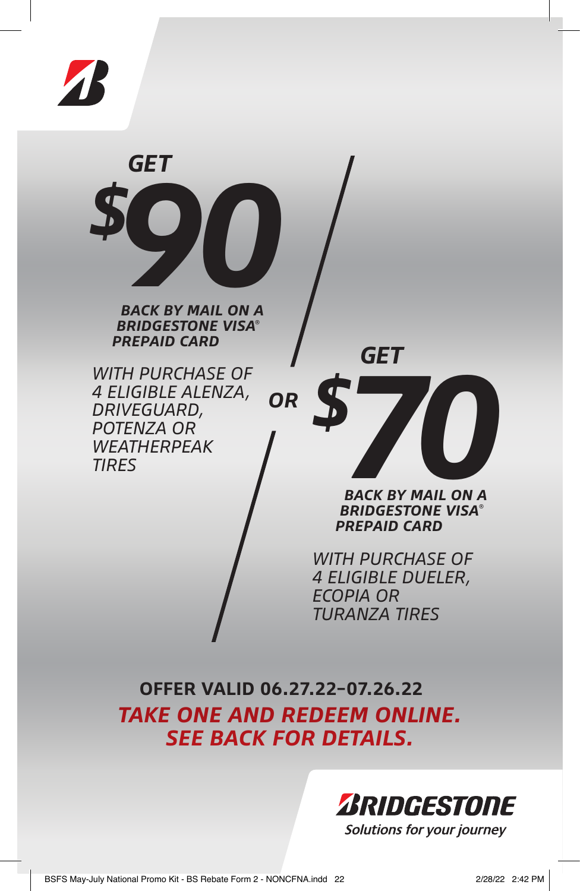## GET $90

**BACK BY MAIL ON A BRIDGESTONE VISA® PREPAID CARD**

*WITH PURCHASE OF 4 ELIGIBLE ALENZA, DRIVEGUARD, POTENZA OR WEATHERPEAK TIRES*

**OR**

## GET $70

**BACK BY MAIL ON A BRIDGESTONE VISA® PREPAID CARD**

*WITH PURCHASE OF 4 ELIGIBLE DUELER, ECOPIA OR TURANZA TIRES*

**OFFER VALID 06.27.22–07.26.22**

***TAKE ONE AND REDEEM ONLINE. SEE BACK FOR DETAILS.***

**BRIDGESTONE**

*Solutions for your journey*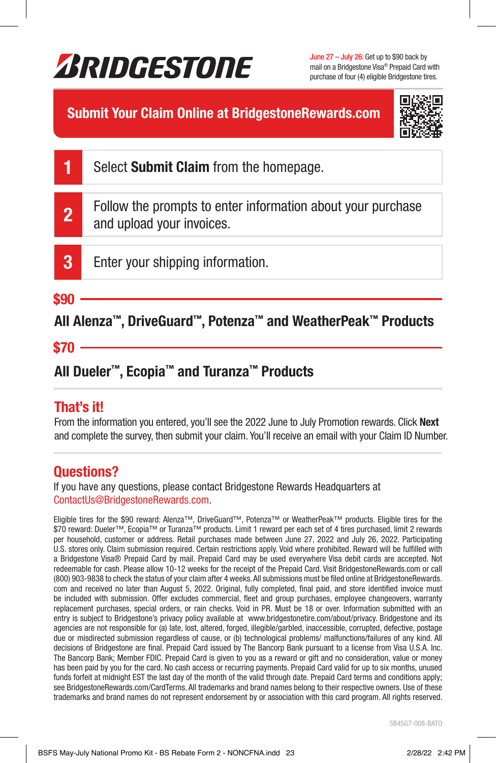# BRIDGESTONE

June 27 – July 26: Get up to $90 back by mail on a Bridgestone Visa® Prepaid Card with purchase of four (4) eligible Bridgestone tires.

## Submit Your Claim Online at BridgestoneRewards.com

**1** Select **Submit Claim** from the homepage.

**2** Follow the prompts to enter information about your purchase and upload your invoices.

**3** Enter your shipping information.

## $90

### All Alenza™, DriveGuard™, Potenza™ and WeatherPeak™ Products

## $70

### All Dueler™, Ecopia™ and Turanza™ Products

## That's it!

From the information you entered, you'll see the 2022 June to July Promotion rewards. Click **Next** and complete the survey, then submit your claim. You'll receive an email with your Claim ID Number.

## Questions?

If you have any questions, please contact Bridgestone Rewards Headquarters at ContactUs@BridgestoneRewards.com.

Eligible tires for the $90 reward: Alenza™, DriveGuard™, Potenza™ or WeatherPeak™ products. Eligible tires for the $70 reward: Dueler™, Ecopia™ or Turanza™ products. Limit 1 reward per each set of 4 tires purchased, limit 2 rewards per household, customer or address. Retail purchases made between June 27, 2022 and July 26, 2022. Participating U.S. stores only. Claim submission required. Certain restrictions apply. Void where prohibited. Reward will be fulfilled with a Bridgestone Visa® Prepaid Card by mail. Prepaid Card may be used everywhere Visa debit cards are accepted. Not redeemable for cash. Please allow 10-12 weeks for the receipt of the Prepaid Card. Visit BridgestoneRewards.com or call (800) 903-9838 to check the status of your claim after 4 weeks. All submissions must be filed online at BridgestoneRewards.com and received no later than August 5, 2022. Original, fully completed, final paid, and store identified invoice must be included with submission. Offer excludes commercial, fleet and group purchases, employee changeovers, warranty replacement purchases, special orders, or rain checks. Void in PR. Must be 18 or over. Information submitted with an entry is subject to Bridgestone's privacy policy available at www.bridgestonetire.com/about/privacy. Bridgestone and its agencies are not responsible for (a) late, lost, altered, forged, illegible/garbled, inaccessible, corrupted, defective, postage due or misdirected submission regardless of cause, or (b) technological problems/ malfunctions/failures of any kind. All decisions of Bridgestone are final. Prepaid Card issued by The Bancorp Bank pursuant to a license from Visa U.S.A. Inc. The Bancorp Bank; Member FDIC. Prepaid Card is given to you as a reward or gift and no consideration, value or money has been paid by you for the card. No cash access or recurring payments. Prepaid Card valid for up to six months, unused funds forfeit at midnight EST the last day of the month of the valid through date. Prepaid Card terms and conditions apply; see BridgestoneRewards.com/CardTerms. All trademarks and brand names belong to their respective owners. Use of these trademarks and brand names do not represent endorsement by or association with this card program. All rights reserved.

5B45G7-008-BATO